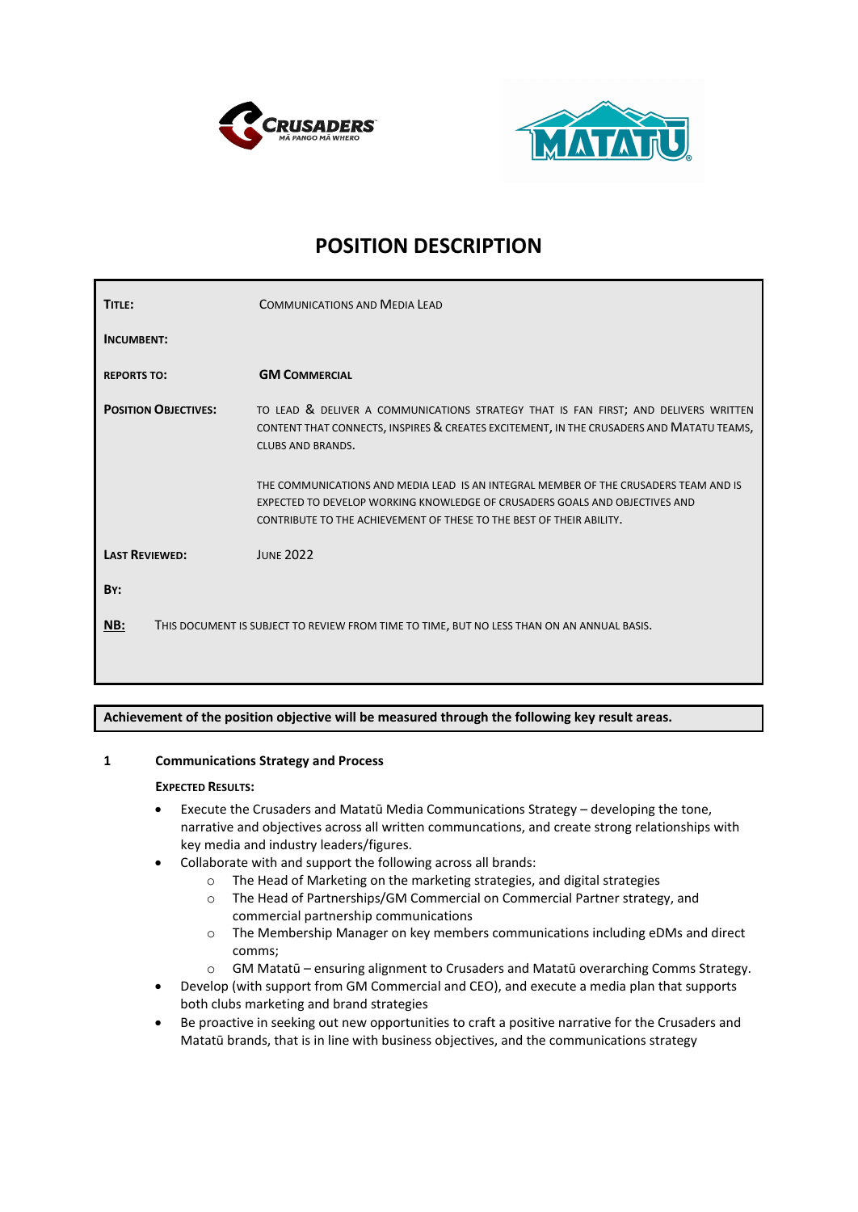# POSITION DESCRIPTION

| | |
|---|---|
| **TITLE:** | COMMUNICATIONS AND MEDIA LEAD |
| **INCUMBENT:** | |
| **REPORTS TO:** | **GM COMMERCIAL** |
| **POSITION OBJECTIVES:** | TO LEAD & DELIVER A COMMUNICATIONS STRATEGY THAT IS FAN FIRST; AND DELIVERS WRITTEN CONTENT THAT CONNECTS, INSPIRES & CREATES EXCITEMENT, IN THE CRUSADERS AND MATATU TEAMS, CLUBS AND BRANDS.<br><br>THE COMMUNICATIONS AND MEDIA LEAD IS AN INTEGRAL MEMBER OF THE CRUSADERS TEAM AND IS EXPECTED TO DEVELOP WORKING KNOWLEDGE OF CRUSADERS GOALS AND OBJECTIVES AND CONTRIBUTE TO THE ACHIEVEMENT OF THESE TO THE BEST OF THEIR ABILITY. |
| **LAST REVIEWED:** | JUNE 2022 |
| **BY:** | |
| **NB:** | THIS DOCUMENT IS SUBJECT TO REVIEW FROM TIME TO TIME, BUT NO LESS THAN ON AN ANNUAL BASIS. |

**Achievement of the position objective will be measured through the following key result areas.**

## 1 Communications Strategy and Process

**EXPECTED RESULTS:**

- Execute the Crusaders and Matatū Media Communications Strategy – developing the tone, narrative and objectives across all written communcations, and create strong relationships with key media and industry leaders/figures.
- Collaborate with and support the following across all brands:
  - The Head of Marketing on the marketing strategies, and digital strategies
  - The Head of Partnerships/GM Commercial on Commercial Partner strategy, and commercial partnership communications
  - The Membership Manager on key members communications including eDMs and direct comms;
  - GM Matatū – ensuring alignment to Crusaders and Matatū overarching Comms Strategy.
- Develop (with support from GM Commercial and CEO), and execute a media plan that supports both clubs marketing and brand strategies
- Be proactive in seeking out new opportunities to craft a positive narrative for the Crusaders and Matatū brands, that is in line with business objectives, and the communications strategy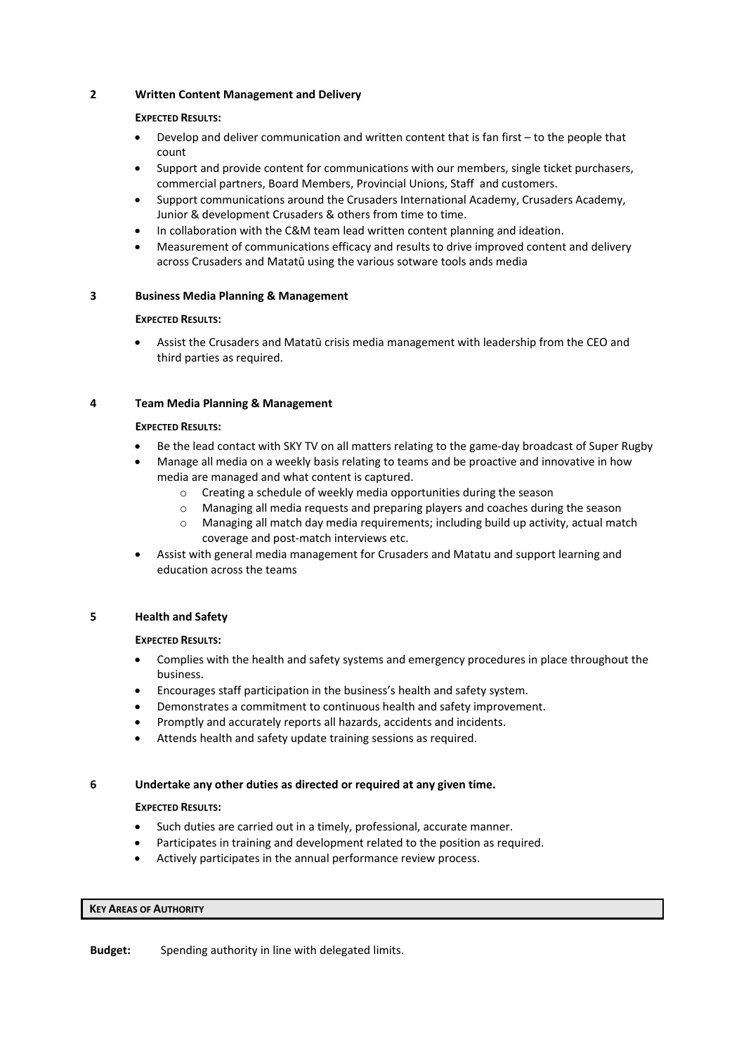## 2 Written Content Management and Delivery

**EXPECTED RESULTS:**

- Develop and deliver communication and written content that is fan first – to the people that count
- Support and provide content for communications with our members, single ticket purchasers, commercial partners, Board Members, Provincial Unions, Staff and customers.
- Support communications around the Crusaders International Academy, Crusaders Academy, Junior & development Crusaders & others from time to time.
- In collaboration with the C&M team lead written content planning and ideation.
- Measurement of communications efficacy and results to drive improved content and delivery across Crusaders and Matatū using the various sotware tools ands media

## 3 Business Media Planning & Management

**EXPECTED RESULTS:**

- Assist the Crusaders and Matatū crisis media management with leadership from the CEO and third parties as required.

## 4 Team Media Planning & Management

**EXPECTED RESULTS:**

- Be the lead contact with SKY TV on all matters relating to the game-day broadcast of Super Rugby
- Manage all media on a weekly basis relating to teams and be proactive and innovative in how media are managed and what content is captured.
  - Creating a schedule of weekly media opportunities during the season
  - Managing all media requests and preparing players and coaches during the season
  - Managing all match day media requirements; including build up activity, actual match coverage and post-match interviews etc.
- Assist with general media management for Crusaders and Matatu and support learning and education across the teams

## 5 Health and Safety

**EXPECTED RESULTS:**

- Complies with the health and safety systems and emergency procedures in place throughout the business.
- Encourages staff participation in the business's health and safety system.
- Demonstrates a commitment to continuous health and safety improvement.
- Promptly and accurately reports all hazards, accidents and incidents.
- Attends health and safety update training sessions as required.

## 6 Undertake any other duties as directed or required at any given time.

**EXPECTED RESULTS:**

- Such duties are carried out in a timely, professional, accurate manner.
- Participates in training and development related to the position as required.
- Actively participates in the annual performance review process.

| KEY AREAS OF AUTHORITY |
|---|

**Budget:** Spending authority in line with delegated limits.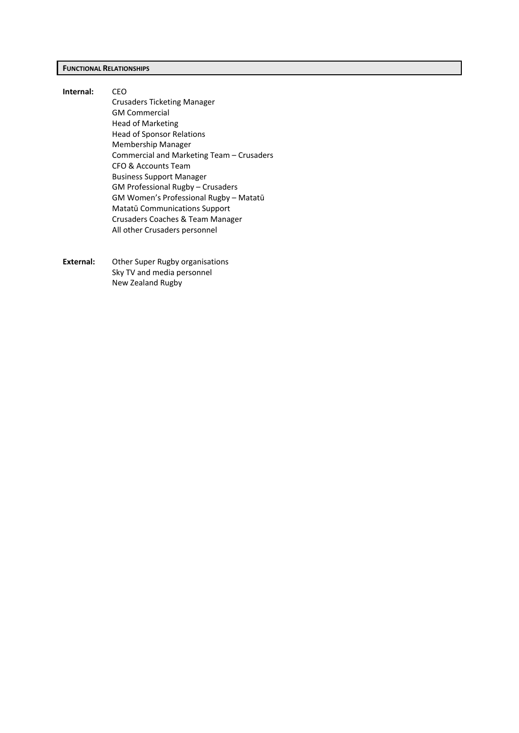## FUNCTIONAL RELATIONSHIPS

**Internal:**

CEO
Crusaders Ticketing Manager
GM Commercial
Head of Marketing
Head of Sponsor Relations
Membership Manager
Commercial and Marketing Team – Crusaders
CFO & Accounts Team
Business Support Manager
GM Professional Rugby – Crusaders
GM Women's Professional Rugby – Matatū
Matatū Communications Support
Crusaders Coaches & Team Manager
All other Crusaders personnel

**External:**

Other Super Rugby organisations
Sky TV and media personnel
New Zealand Rugby